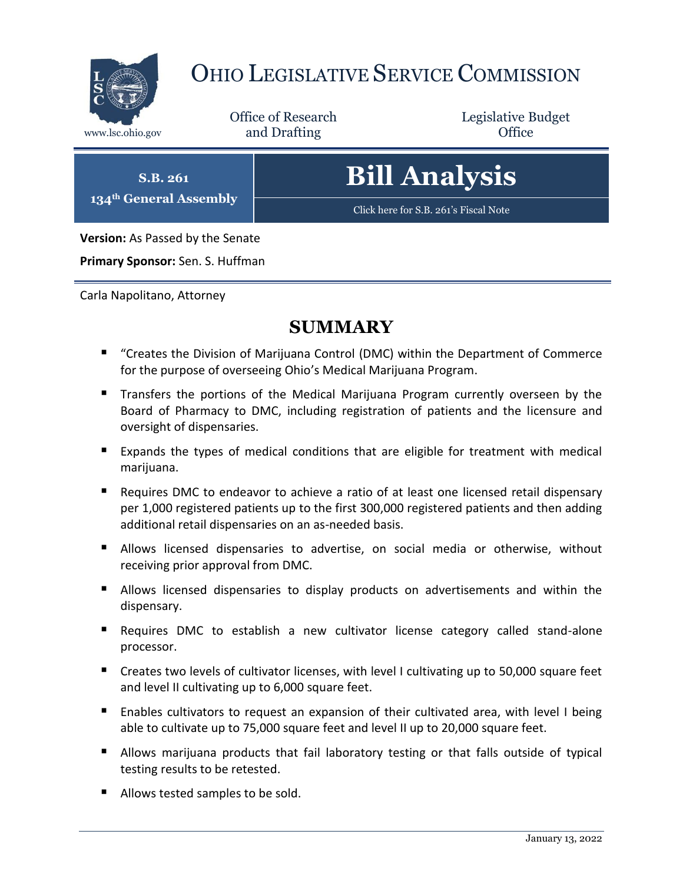# OHIO LEGISLATIVE SERVICE COMMISSION

www.lsc.ohio.gov

Office of Research and Drafting

Legislative Budget Office

**S.B. 261**
**134th General Assembly**

# Bill Analysis

Click here for S.B. 261's Fiscal Note

**Version:** As Passed by the Senate

**Primary Sponsor:** Sen. S. Huffman

Carla Napolitano, Attorney

## SUMMARY

- "Creates the Division of Marijuana Control (DMC) within the Department of Commerce for the purpose of overseeing Ohio's Medical Marijuana Program.
- Transfers the portions of the Medical Marijuana Program currently overseen by the Board of Pharmacy to DMC, including registration of patients and the licensure and oversight of dispensaries.
- Expands the types of medical conditions that are eligible for treatment with medical marijuana.
- Requires DMC to endeavor to achieve a ratio of at least one licensed retail dispensary per 1,000 registered patients up to the first 300,000 registered patients and then adding additional retail dispensaries on an as-needed basis.
- Allows licensed dispensaries to advertise, on social media or otherwise, without receiving prior approval from DMC.
- Allows licensed dispensaries to display products on advertisements and within the dispensary.
- Requires DMC to establish a new cultivator license category called stand-alone processor.
- Creates two levels of cultivator licenses, with level I cultivating up to 50,000 square feet and level II cultivating up to 6,000 square feet.
- Enables cultivators to request an expansion of their cultivated area, with level I being able to cultivate up to 75,000 square feet and level II up to 20,000 square feet.
- Allows marijuana products that fail laboratory testing or that falls outside of typical testing results to be retested.
- Allows tested samples to be sold.

January 13, 2022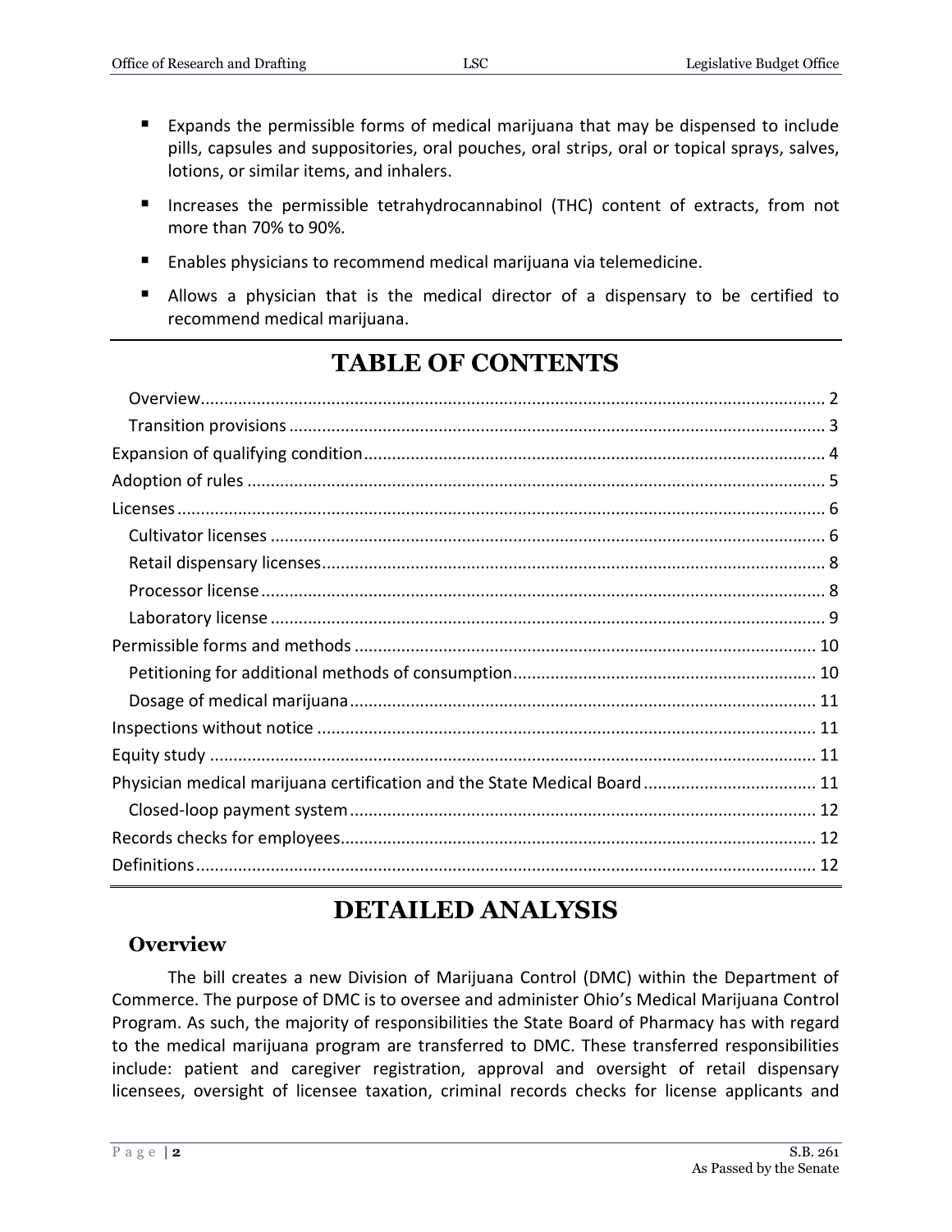- Expands the permissible forms of medical marijuana that may be dispensed to include pills, capsules and suppositories, oral pouches, oral strips, oral or topical sprays, salves, lotions, or similar items, and inhalers.
- Increases the permissible tetrahydrocannabinol (THC) content of extracts, from not more than 70% to 90%.
- Enables physicians to recommend medical marijuana via telemedicine.
- Allows a physician that is the medical director of a dispensary to be certified to recommend medical marijuana.

# TABLE OF CONTENTS

- Overview ..... 2
- Transition provisions ..... 3
- Expansion of qualifying condition ..... 4
- Adoption of rules ..... 5
- Licenses ..... 6
  - Cultivator licenses ..... 6
  - Retail dispensary licenses ..... 8
  - Processor license ..... 8
  - Laboratory license ..... 9
- Permissible forms and methods ..... 10
  - Petitioning for additional methods of consumption ..... 10
  - Dosage of medical marijuana ..... 11
- Inspections without notice ..... 11
- Equity study ..... 11
- Physician medical marijuana certification and the State Medical Board ..... 11
  - Closed-loop payment system ..... 12
- Records checks for employees ..... 12
- Definitions ..... 12

# DETAILED ANALYSIS

## Overview

The bill creates a new Division of Marijuana Control (DMC) within the Department of Commerce. The purpose of DMC is to oversee and administer Ohio's Medical Marijuana Control Program. As such, the majority of responsibilities the State Board of Pharmacy has with regard to the medical marijuana program are transferred to DMC. These transferred responsibilities include: patient and caregiver registration, approval and oversight of retail dispensary licensees, oversight of licensee taxation, criminal records checks for license applicants and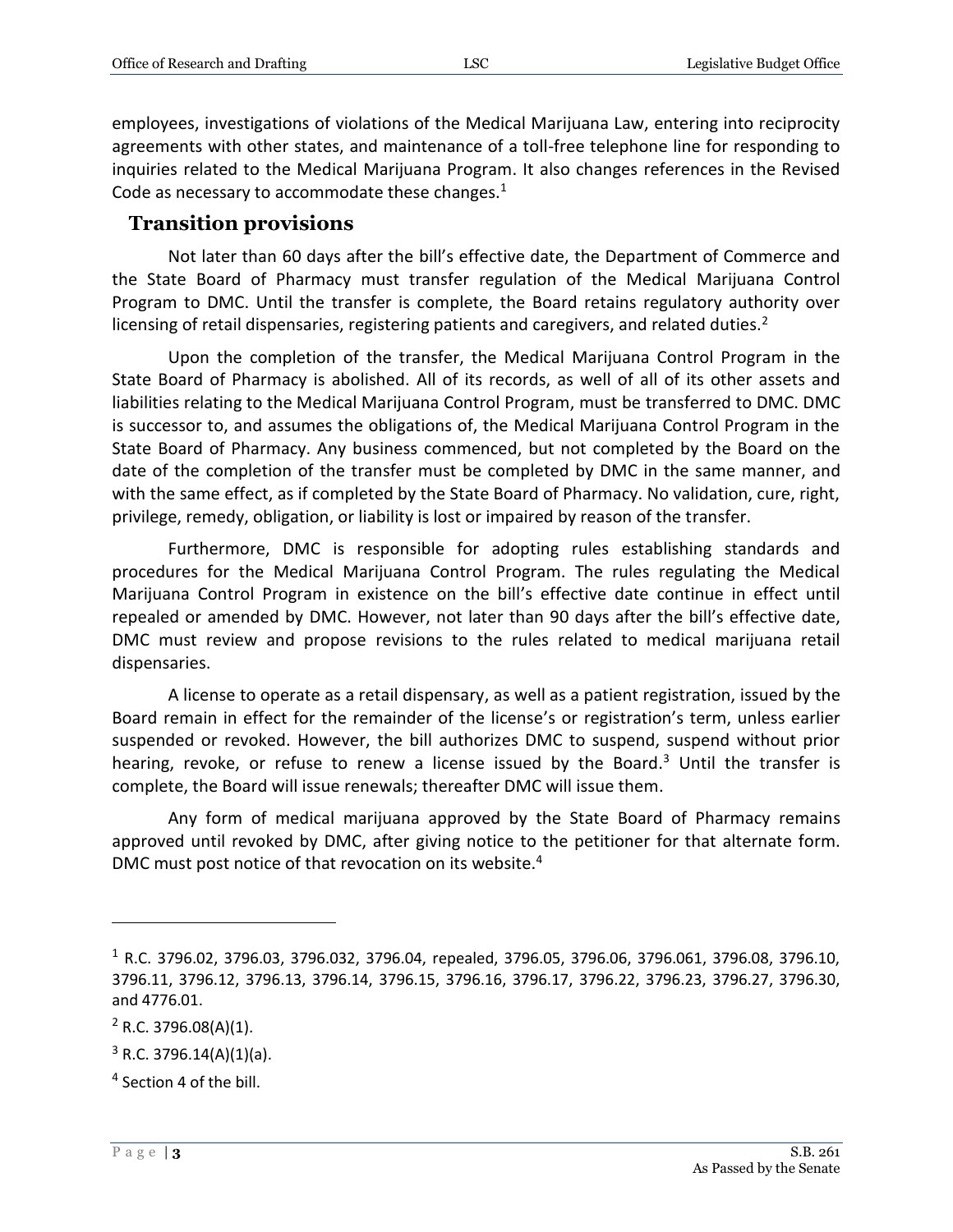employees, investigations of violations of the Medical Marijuana Law, entering into reciprocity agreements with other states, and maintenance of a toll-free telephone line for responding to inquiries related to the Medical Marijuana Program. It also changes references in the Revised Code as necessary to accommodate these changes.[1]

## Transition provisions

Not later than 60 days after the bill's effective date, the Department of Commerce and the State Board of Pharmacy must transfer regulation of the Medical Marijuana Control Program to DMC. Until the transfer is complete, the Board retains regulatory authority over licensing of retail dispensaries, registering patients and caregivers, and related duties.[2]

Upon the completion of the transfer, the Medical Marijuana Control Program in the State Board of Pharmacy is abolished. All of its records, as well of all of its other assets and liabilities relating to the Medical Marijuana Control Program, must be transferred to DMC. DMC is successor to, and assumes the obligations of, the Medical Marijuana Control Program in the State Board of Pharmacy. Any business commenced, but not completed by the Board on the date of the completion of the transfer must be completed by DMC in the same manner, and with the same effect, as if completed by the State Board of Pharmacy. No validation, cure, right, privilege, remedy, obligation, or liability is lost or impaired by reason of the transfer.

Furthermore, DMC is responsible for adopting rules establishing standards and procedures for the Medical Marijuana Control Program. The rules regulating the Medical Marijuana Control Program in existence on the bill's effective date continue in effect until repealed or amended by DMC. However, not later than 90 days after the bill's effective date, DMC must review and propose revisions to the rules related to medical marijuana retail dispensaries.

A license to operate as a retail dispensary, as well as a patient registration, issued by the Board remain in effect for the remainder of the license's or registration's term, unless earlier suspended or revoked. However, the bill authorizes DMC to suspend, suspend without prior hearing, revoke, or refuse to renew a license issued by the Board.[3] Until the transfer is complete, the Board will issue renewals; thereafter DMC will issue them.

Any form of medical marijuana approved by the State Board of Pharmacy remains approved until revoked by DMC, after giving notice to the petitioner for that alternate form. DMC must post notice of that revocation on its website.[4]

---

[1] R.C. 3796.02, 3796.03, 3796.032, 3796.04, repealed, 3796.05, 3796.06, 3796.061, 3796.08, 3796.10, 3796.11, 3796.12, 3796.13, 3796.14, 3796.15, 3796.16, 3796.17, 3796.22, 3796.23, 3796.27, 3796.30, and 4776.01.

[2] R.C. 3796.08(A)(1).

[3] R.C. 3796.14(A)(1)(a).

[4] Section 4 of the bill.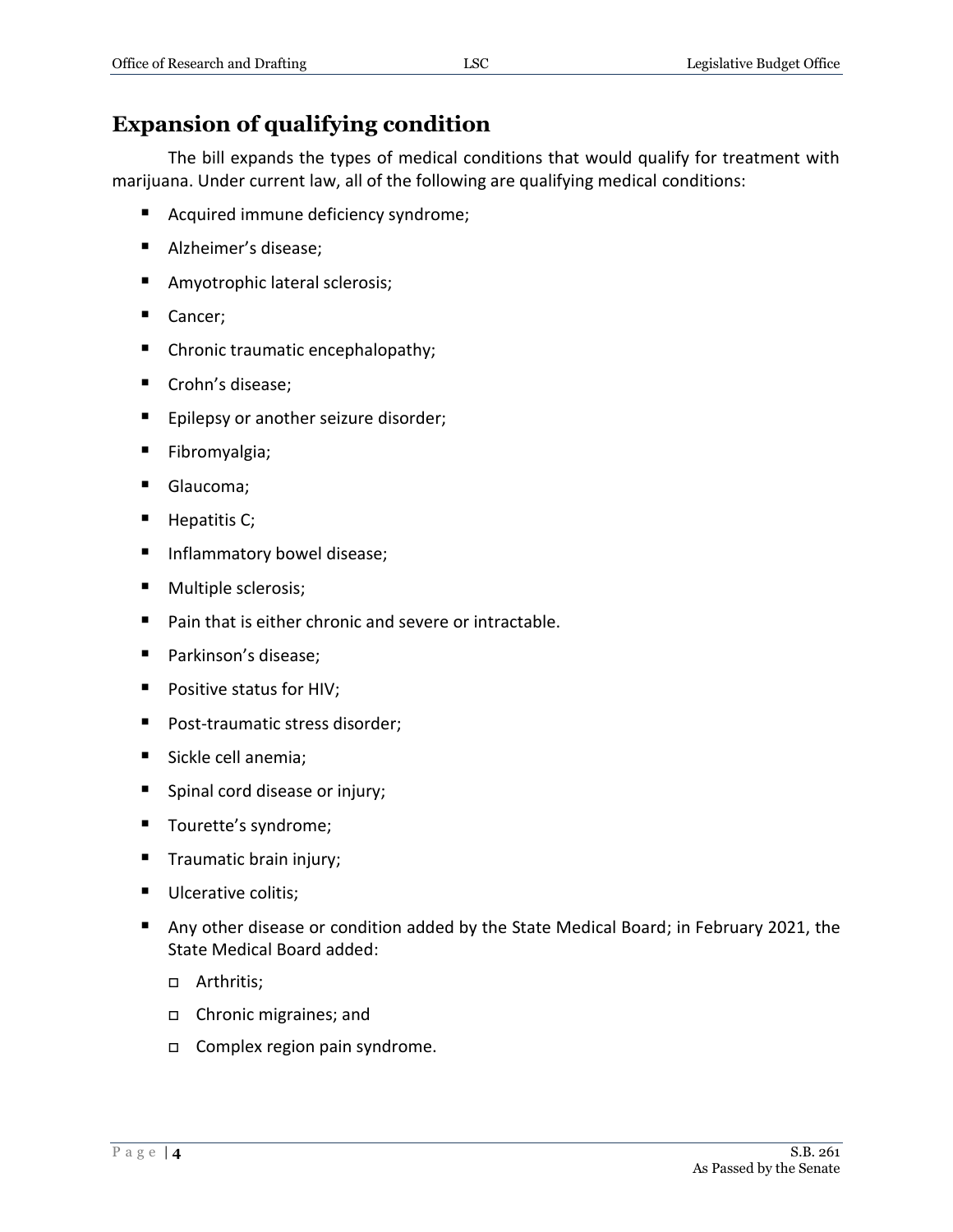## Expansion of qualifying condition

The bill expands the types of medical conditions that would qualify for treatment with marijuana. Under current law, all of the following are qualifying medical conditions:

- Acquired immune deficiency syndrome;
- Alzheimer's disease;
- Amyotrophic lateral sclerosis;
- Cancer;
- Chronic traumatic encephalopathy;
- Crohn's disease;
- Epilepsy or another seizure disorder;
- Fibromyalgia;
- Glaucoma;
- Hepatitis C;
- Inflammatory bowel disease;
- Multiple sclerosis;
- Pain that is either chronic and severe or intractable.
- Parkinson's disease;
- Positive status for HIV;
- Post-traumatic stress disorder;
- Sickle cell anemia;
- Spinal cord disease or injury;
- Tourette's syndrome;
- Traumatic brain injury;
- Ulcerative colitis;
- Any other disease or condition added by the State Medical Board; in February 2021, the State Medical Board added:
  - Arthritis;
  - Chronic migraines; and
  - Complex region pain syndrome.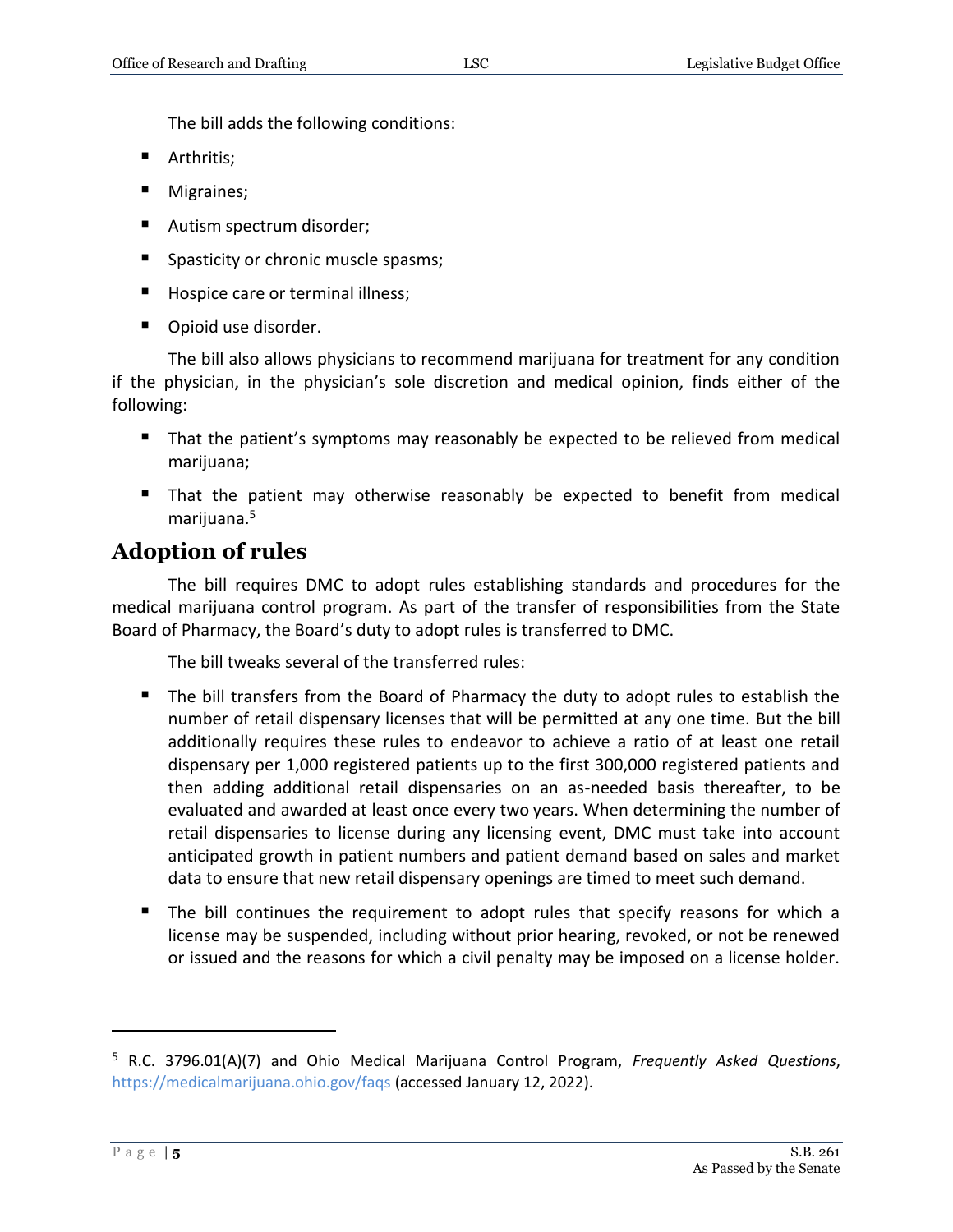The bill adds the following conditions:

- Arthritis;
- Migraines;
- Autism spectrum disorder;
- Spasticity or chronic muscle spasms;
- Hospice care or terminal illness;
- Opioid use disorder.

The bill also allows physicians to recommend marijuana for treatment for any condition if the physician, in the physician's sole discretion and medical opinion, finds either of the following:

- That the patient's symptoms may reasonably be expected to be relieved from medical marijuana;
- That the patient may otherwise reasonably be expected to benefit from medical marijuana.[5]

## Adoption of rules

The bill requires DMC to adopt rules establishing standards and procedures for the medical marijuana control program. As part of the transfer of responsibilities from the State Board of Pharmacy, the Board's duty to adopt rules is transferred to DMC.

The bill tweaks several of the transferred rules:

- The bill transfers from the Board of Pharmacy the duty to adopt rules to establish the number of retail dispensary licenses that will be permitted at any one time. But the bill additionally requires these rules to endeavor to achieve a ratio of at least one retail dispensary per 1,000 registered patients up to the first 300,000 registered patients and then adding additional retail dispensaries on an as-needed basis thereafter, to be evaluated and awarded at least once every two years. When determining the number of retail dispensaries to license during any licensing event, DMC must take into account anticipated growth in patient numbers and patient demand based on sales and market data to ensure that new retail dispensary openings are timed to meet such demand.
- The bill continues the requirement to adopt rules that specify reasons for which a license may be suspended, including without prior hearing, revoked, or not be renewed or issued and the reasons for which a civil penalty may be imposed on a license holder.

---

[5] R.C. 3796.01(A)(7) and Ohio Medical Marijuana Control Program, *Frequently Asked Questions*, https://medicalmarijuana.ohio.gov/faqs (accessed January 12, 2022).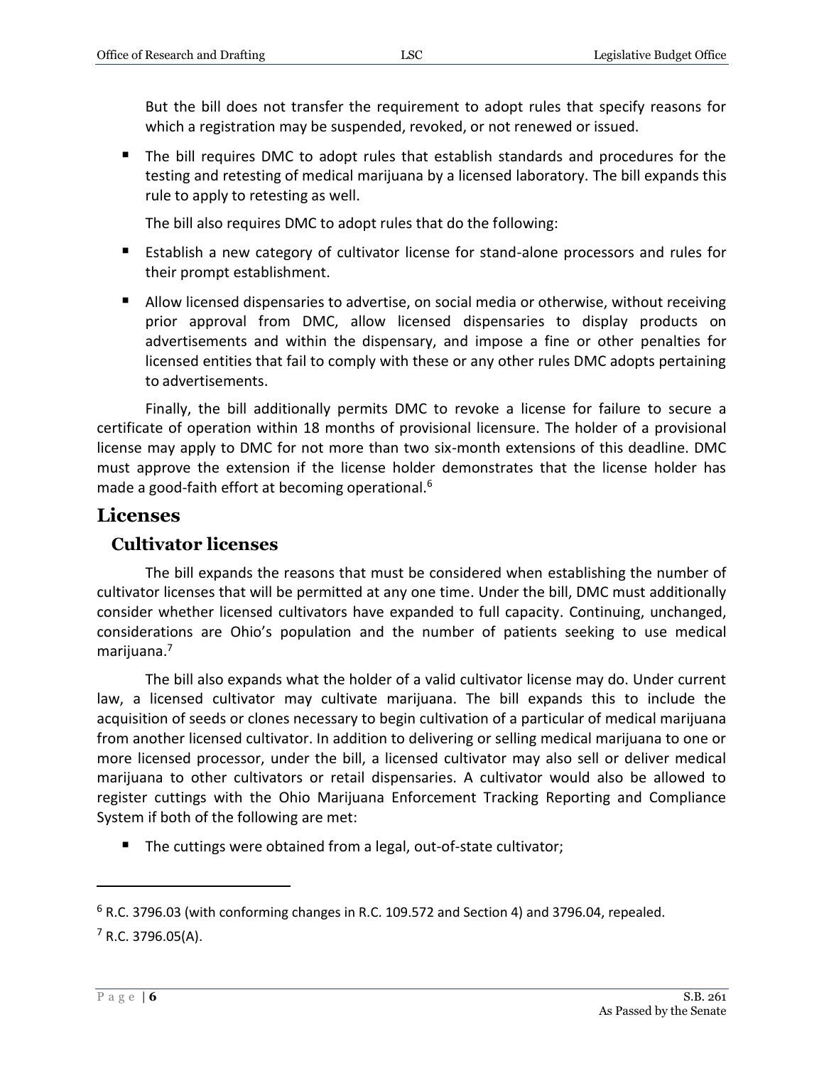But the bill does not transfer the requirement to adopt rules that specify reasons for which a registration may be suspended, revoked, or not renewed or issued.

- The bill requires DMC to adopt rules that establish standards and procedures for the testing and retesting of medical marijuana by a licensed laboratory. The bill expands this rule to apply to retesting as well.

  The bill also requires DMC to adopt rules that do the following:

- Establish a new category of cultivator license for stand-alone processors and rules for their prompt establishment.
- Allow licensed dispensaries to advertise, on social media or otherwise, without receiving prior approval from DMC, allow licensed dispensaries to display products on advertisements and within the dispensary, and impose a fine or other penalties for licensed entities that fail to comply with these or any other rules DMC adopts pertaining to advertisements.

Finally, the bill additionally permits DMC to revoke a license for failure to secure a certificate of operation within 18 months of provisional licensure. The holder of a provisional license may apply to DMC for not more than two six-month extensions of this deadline. DMC must approve the extension if the license holder demonstrates that the license holder has made a good-faith effort at becoming operational.[6]

# Licenses

## Cultivator licenses

The bill expands the reasons that must be considered when establishing the number of cultivator licenses that will be permitted at any one time. Under the bill, DMC must additionally consider whether licensed cultivators have expanded to full capacity. Continuing, unchanged, considerations are Ohio's population and the number of patients seeking to use medical marijuana.[7]

The bill also expands what the holder of a valid cultivator license may do. Under current law, a licensed cultivator may cultivate marijuana. The bill expands this to include the acquisition of seeds or clones necessary to begin cultivation of a particular of medical marijuana from another licensed cultivator. In addition to delivering or selling medical marijuana to one or more licensed processor, under the bill, a licensed cultivator may also sell or deliver medical marijuana to other cultivators or retail dispensaries. A cultivator would also be allowed to register cuttings with the Ohio Marijuana Enforcement Tracking Reporting and Compliance System if both of the following are met:

- The cuttings were obtained from a legal, out-of-state cultivator;

---

[6] R.C. 3796.03 (with conforming changes in R.C. 109.572 and Section 4) and 3796.04, repealed.

[7] R.C. 3796.05(A).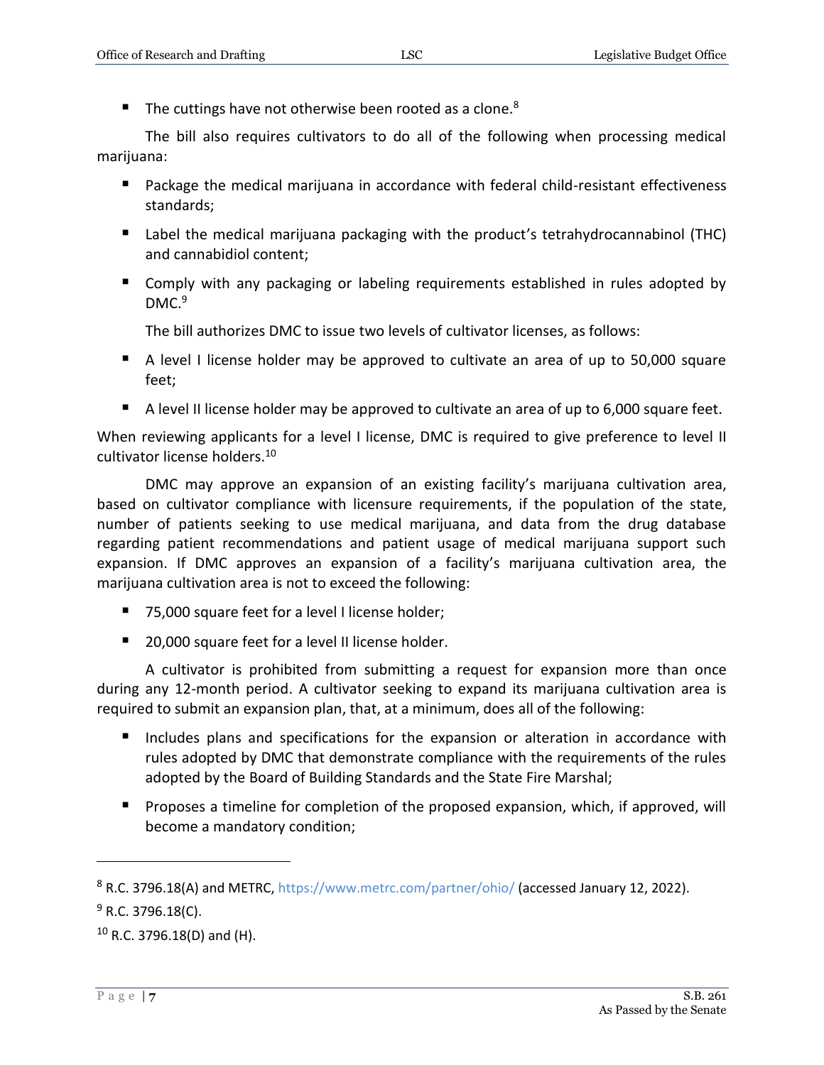- The cuttings have not otherwise been rooted as a clone.[8]

The bill also requires cultivators to do all of the following when processing medical marijuana:

- Package the medical marijuana in accordance with federal child-resistant effectiveness standards;
- Label the medical marijuana packaging with the product's tetrahydrocannabinol (THC) and cannabidiol content;
- Comply with any packaging or labeling requirements established in rules adopted by DMC.[9]

The bill authorizes DMC to issue two levels of cultivator licenses, as follows:

- A level I license holder may be approved to cultivate an area of up to 50,000 square feet;
- A level II license holder may be approved to cultivate an area of up to 6,000 square feet.

When reviewing applicants for a level I license, DMC is required to give preference to level II cultivator license holders.[10]

DMC may approve an expansion of an existing facility's marijuana cultivation area, based on cultivator compliance with licensure requirements, if the population of the state, number of patients seeking to use medical marijuana, and data from the drug database regarding patient recommendations and patient usage of medical marijuana support such expansion. If DMC approves an expansion of a facility's marijuana cultivation area, the marijuana cultivation area is not to exceed the following:

- 75,000 square feet for a level I license holder;
- 20,000 square feet for a level II license holder.

A cultivator is prohibited from submitting a request for expansion more than once during any 12-month period. A cultivator seeking to expand its marijuana cultivation area is required to submit an expansion plan, that, at a minimum, does all of the following:

- Includes plans and specifications for the expansion or alteration in accordance with rules adopted by DMC that demonstrate compliance with the requirements of the rules adopted by the Board of Building Standards and the State Fire Marshal;
- Proposes a timeline for completion of the proposed expansion, which, if approved, will become a mandatory condition;

---

[8] R.C. 3796.18(A) and METRC, https://www.metrc.com/partner/ohio/ (accessed January 12, 2022).

[9] R.C. 3796.18(C).

[10] R.C. 3796.18(D) and (H).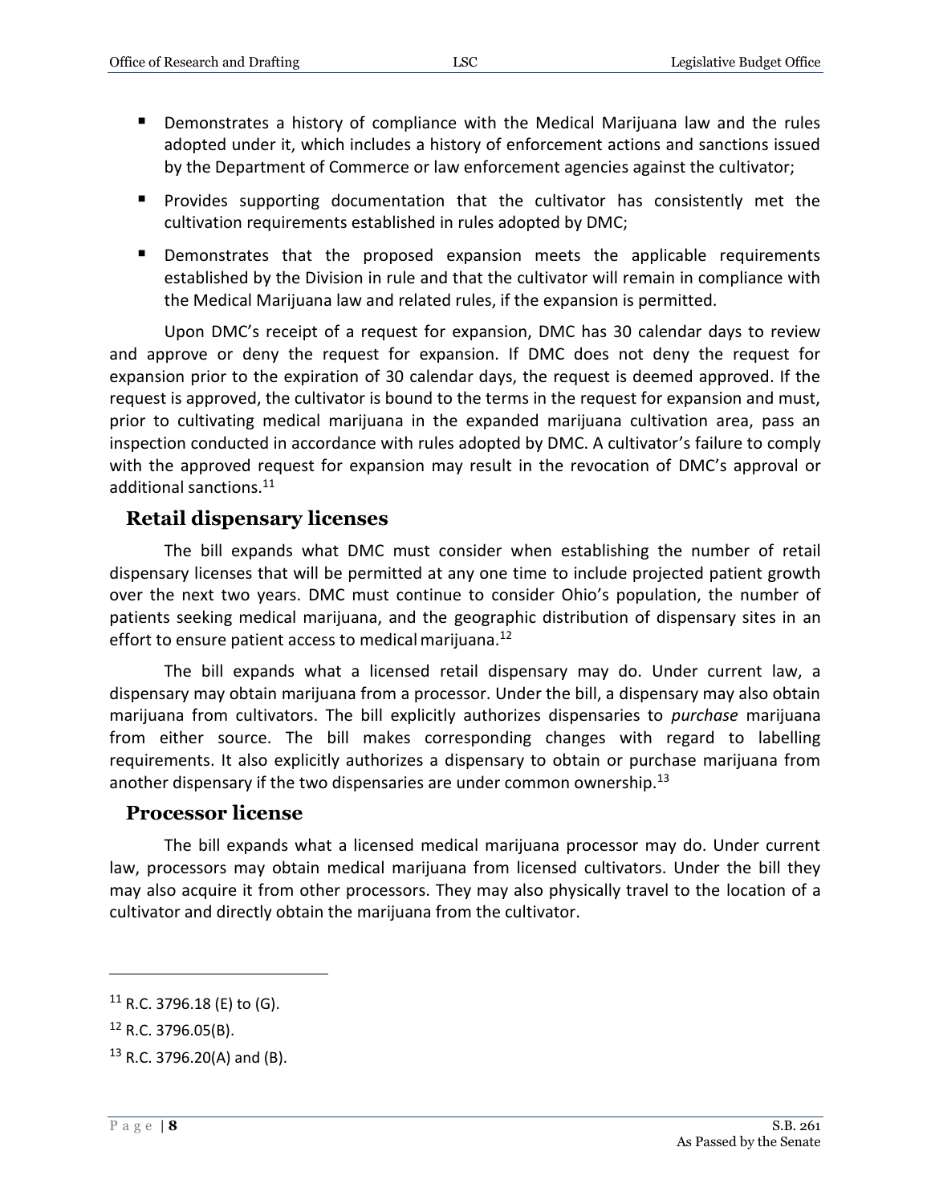- Demonstrates a history of compliance with the Medical Marijuana law and the rules adopted under it, which includes a history of enforcement actions and sanctions issued by the Department of Commerce or law enforcement agencies against the cultivator;
- Provides supporting documentation that the cultivator has consistently met the cultivation requirements established in rules adopted by DMC;
- Demonstrates that the proposed expansion meets the applicable requirements established by the Division in rule and that the cultivator will remain in compliance with the Medical Marijuana law and related rules, if the expansion is permitted.

Upon DMC's receipt of a request for expansion, DMC has 30 calendar days to review and approve or deny the request for expansion. If DMC does not deny the request for expansion prior to the expiration of 30 calendar days, the request is deemed approved. If the request is approved, the cultivator is bound to the terms in the request for expansion and must, prior to cultivating medical marijuana in the expanded marijuana cultivation area, pass an inspection conducted in accordance with rules adopted by DMC. A cultivator's failure to comply with the approved request for expansion may result in the revocation of DMC's approval or additional sanctions.[11]

## Retail dispensary licenses

The bill expands what DMC must consider when establishing the number of retail dispensary licenses that will be permitted at any one time to include projected patient growth over the next two years. DMC must continue to consider Ohio's population, the number of patients seeking medical marijuana, and the geographic distribution of dispensary sites in an effort to ensure patient access to medical marijuana.[12]

The bill expands what a licensed retail dispensary may do. Under current law, a dispensary may obtain marijuana from a processor. Under the bill, a dispensary may also obtain marijuana from cultivators. The bill explicitly authorizes dispensaries to *purchase* marijuana from either source. The bill makes corresponding changes with regard to labelling requirements. It also explicitly authorizes a dispensary to obtain or purchase marijuana from another dispensary if the two dispensaries are under common ownership.[13]

## Processor license

The bill expands what a licensed medical marijuana processor may do. Under current law, processors may obtain medical marijuana from licensed cultivators. Under the bill they may also acquire it from other processors. They may also physically travel to the location of a cultivator and directly obtain the marijuana from the cultivator.

---

[11] R.C. 3796.18 (E) to (G).

[12] R.C. 3796.05(B).

[13] R.C. 3796.20(A) and (B).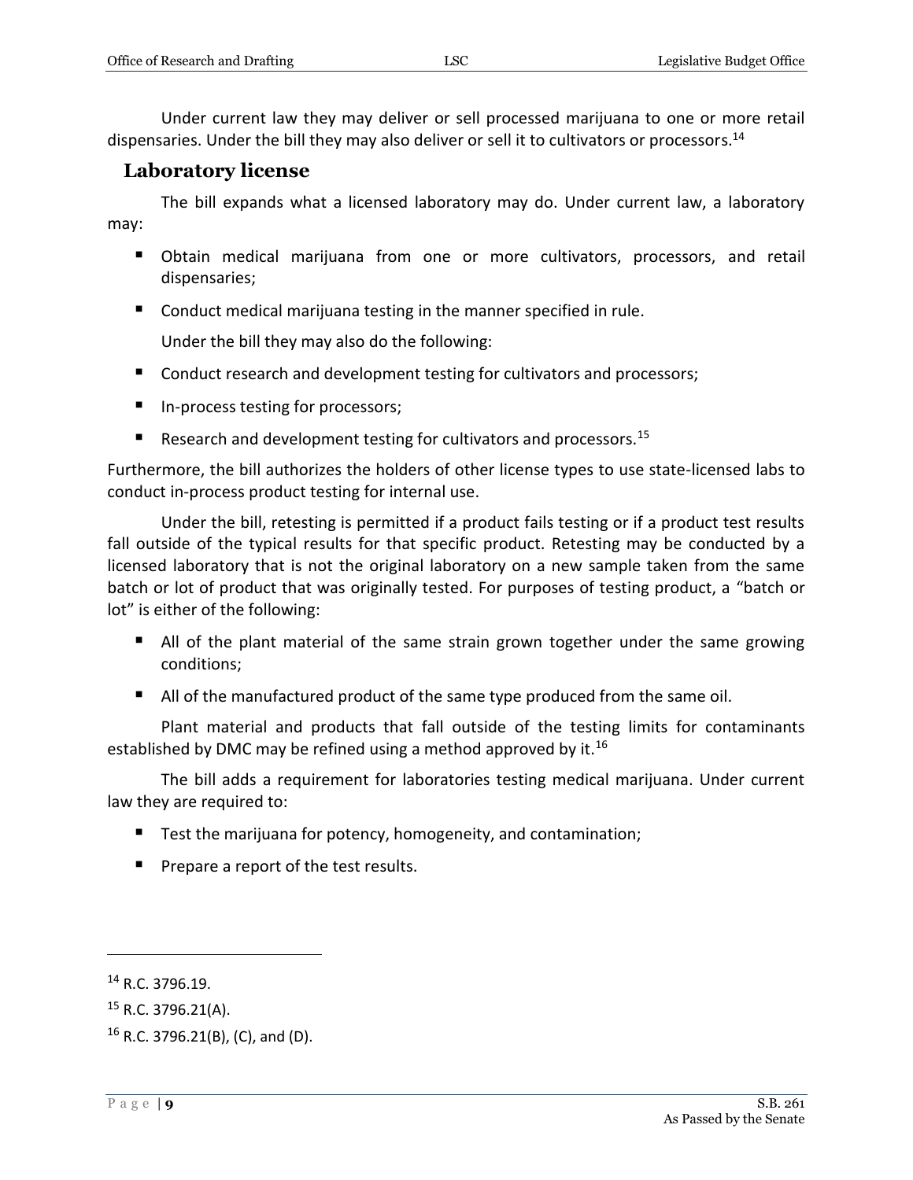Under current law they may deliver or sell processed marijuana to one or more retail dispensaries. Under the bill they may also deliver or sell it to cultivators or processors.[14]

## Laboratory license

The bill expands what a licensed laboratory may do. Under current law, a laboratory may:

- Obtain medical marijuana from one or more cultivators, processors, and retail dispensaries;
- Conduct medical marijuana testing in the manner specified in rule.

Under the bill they may also do the following:

- Conduct research and development testing for cultivators and processors;
- In-process testing for processors;
- Research and development testing for cultivators and processors.[15]

Furthermore, the bill authorizes the holders of other license types to use state-licensed labs to conduct in-process product testing for internal use.

Under the bill, retesting is permitted if a product fails testing or if a product test results fall outside of the typical results for that specific product. Retesting may be conducted by a licensed laboratory that is not the original laboratory on a new sample taken from the same batch or lot of product that was originally tested. For purposes of testing product, a "batch or lot" is either of the following:

- All of the plant material of the same strain grown together under the same growing conditions;
- All of the manufactured product of the same type produced from the same oil.

Plant material and products that fall outside of the testing limits for contaminants established by DMC may be refined using a method approved by it.[16]

The bill adds a requirement for laboratories testing medical marijuana. Under current law they are required to:

- Test the marijuana for potency, homogeneity, and contamination;
- Prepare a report of the test results.

---

[14] R.C. 3796.19.

[15] R.C. 3796.21(A).

[16] R.C. 3796.21(B), (C), and (D).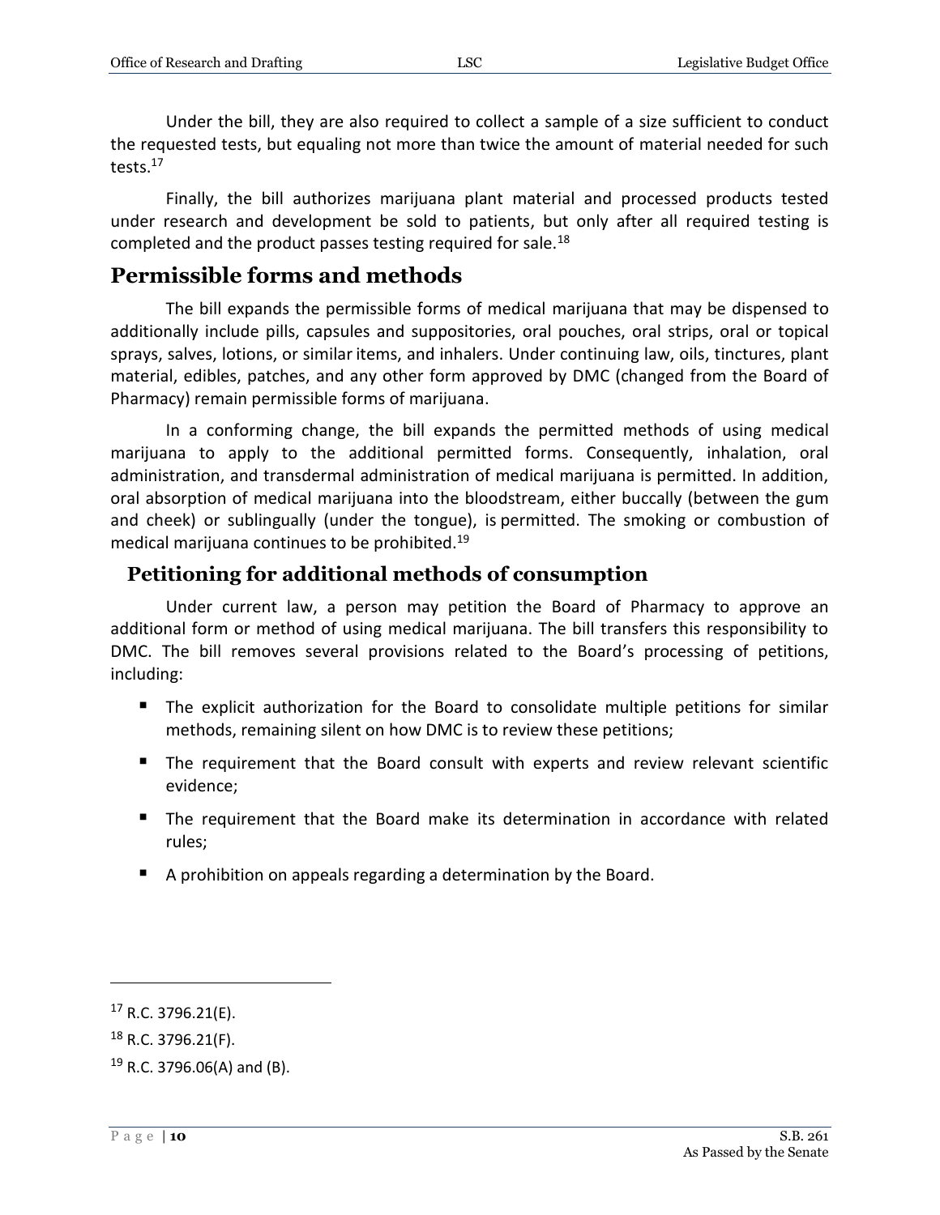Under the bill, they are also required to collect a sample of a size sufficient to conduct the requested tests, but equaling not more than twice the amount of material needed for such tests.[17]

Finally, the bill authorizes marijuana plant material and processed products tested under research and development be sold to patients, but only after all required testing is completed and the product passes testing required for sale.[18]

## Permissible forms and methods

The bill expands the permissible forms of medical marijuana that may be dispensed to additionally include pills, capsules and suppositories, oral pouches, oral strips, oral or topical sprays, salves, lotions, or similar items, and inhalers. Under continuing law, oils, tinctures, plant material, edibles, patches, and any other form approved by DMC (changed from the Board of Pharmacy) remain permissible forms of marijuana.

In a conforming change, the bill expands the permitted methods of using medical marijuana to apply to the additional permitted forms. Consequently, inhalation, oral administration, and transdermal administration of medical marijuana is permitted. In addition, oral absorption of medical marijuana into the bloodstream, either buccally (between the gum and cheek) or sublingually (under the tongue), is permitted. The smoking or combustion of medical marijuana continues to be prohibited.[19]

### Petitioning for additional methods of consumption

Under current law, a person may petition the Board of Pharmacy to approve an additional form or method of using medical marijuana. The bill transfers this responsibility to DMC. The bill removes several provisions related to the Board's processing of petitions, including:

- The explicit authorization for the Board to consolidate multiple petitions for similar methods, remaining silent on how DMC is to review these petitions;
- The requirement that the Board consult with experts and review relevant scientific evidence;
- The requirement that the Board make its determination in accordance with related rules;
- A prohibition on appeals regarding a determination by the Board.

---

[17] R.C. 3796.21(E).

[18] R.C. 3796.21(F).

[19] R.C. 3796.06(A) and (B).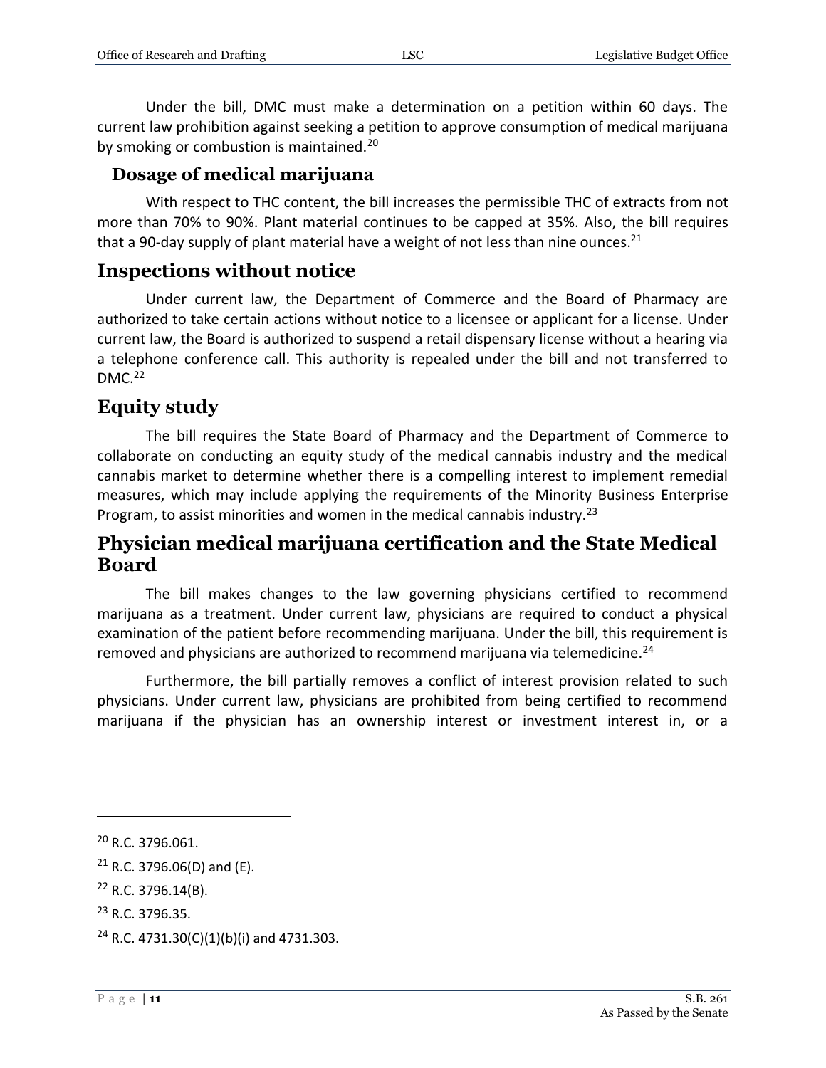Under the bill, DMC must make a determination on a petition within 60 days. The current law prohibition against seeking a petition to approve consumption of medical marijuana by smoking or combustion is maintained.[20]

### Dosage of medical marijuana

With respect to THC content, the bill increases the permissible THC of extracts from not more than 70% to 90%. Plant material continues to be capped at 35%. Also, the bill requires that a 90-day supply of plant material have a weight of not less than nine ounces.[21]

## Inspections without notice

Under current law, the Department of Commerce and the Board of Pharmacy are authorized to take certain actions without notice to a licensee or applicant for a license. Under current law, the Board is authorized to suspend a retail dispensary license without a hearing via a telephone conference call. This authority is repealed under the bill and not transferred to DMC.[22]

## Equity study

The bill requires the State Board of Pharmacy and the Department of Commerce to collaborate on conducting an equity study of the medical cannabis industry and the medical cannabis market to determine whether there is a compelling interest to implement remedial measures, which may include applying the requirements of the Minority Business Enterprise Program, to assist minorities and women in the medical cannabis industry.[23]

## Physician medical marijuana certification and the State Medical Board

The bill makes changes to the law governing physicians certified to recommend marijuana as a treatment. Under current law, physicians are required to conduct a physical examination of the patient before recommending marijuana. Under the bill, this requirement is removed and physicians are authorized to recommend marijuana via telemedicine.[24]

Furthermore, the bill partially removes a conflict of interest provision related to such physicians. Under current law, physicians are prohibited from being certified to recommend marijuana if the physician has an ownership interest or investment interest in, or a

---

[20] R.C. 3796.061.

[21] R.C. 3796.06(D) and (E).

[22] R.C. 3796.14(B).

[23] R.C. 3796.35.

[24] R.C. 4731.30(C)(1)(b)(i) and 4731.303.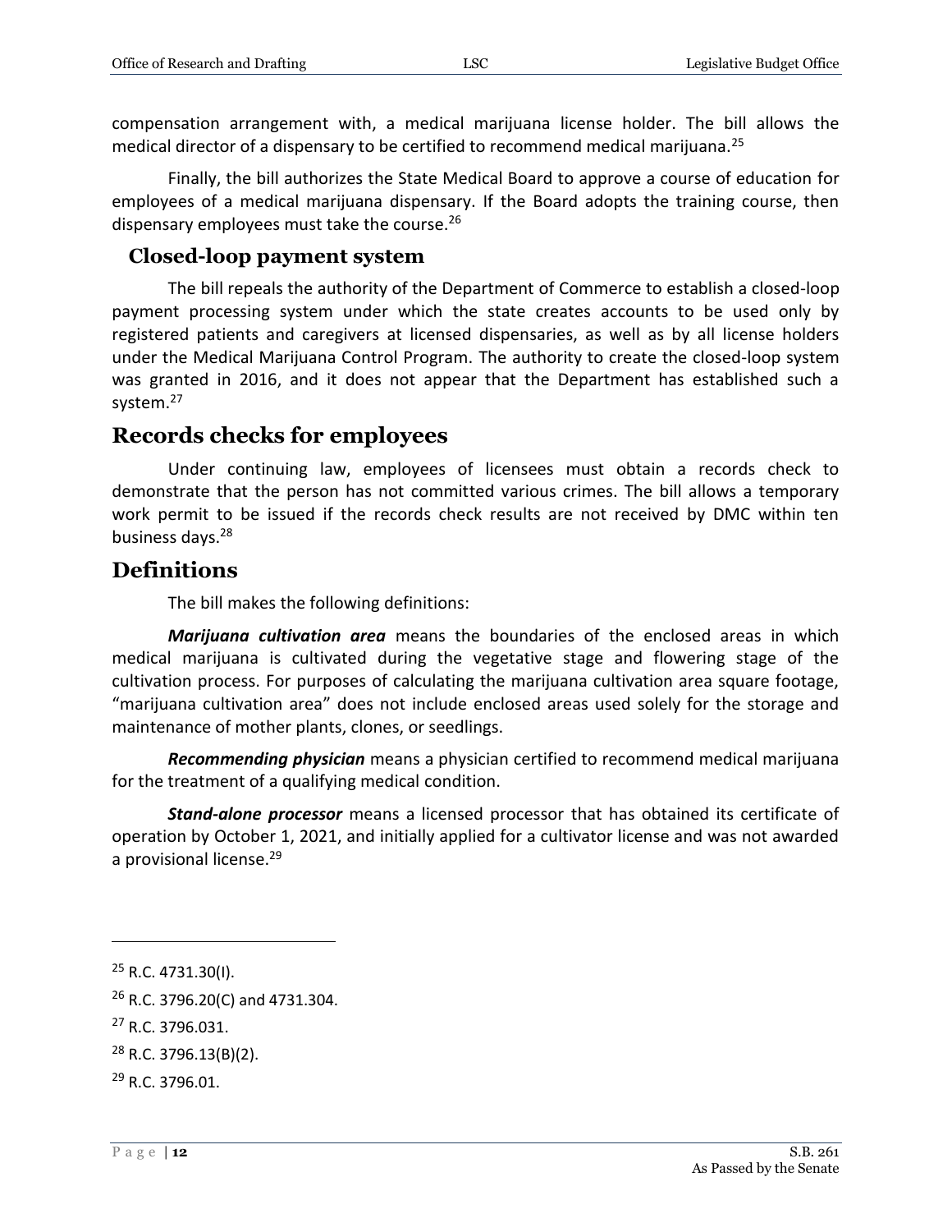compensation arrangement with, a medical marijuana license holder. The bill allows the medical director of a dispensary to be certified to recommend medical marijuana.[25]

Finally, the bill authorizes the State Medical Board to approve a course of education for employees of a medical marijuana dispensary. If the Board adopts the training course, then dispensary employees must take the course.[26]

### Closed-loop payment system

The bill repeals the authority of the Department of Commerce to establish a closed-loop payment processing system under which the state creates accounts to be used only by registered patients and caregivers at licensed dispensaries, as well as by all license holders under the Medical Marijuana Control Program. The authority to create the closed-loop system was granted in 2016, and it does not appear that the Department has established such a system.[27]

## Records checks for employees

Under continuing law, employees of licensees must obtain a records check to demonstrate that the person has not committed various crimes. The bill allows a temporary work permit to be issued if the records check results are not received by DMC within ten business days.[28]

## Definitions

The bill makes the following definitions:

***Marijuana cultivation area*** means the boundaries of the enclosed areas in which medical marijuana is cultivated during the vegetative stage and flowering stage of the cultivation process. For purposes of calculating the marijuana cultivation area square footage, "marijuana cultivation area" does not include enclosed areas used solely for the storage and maintenance of mother plants, clones, or seedlings.

***Recommending physician*** means a physician certified to recommend medical marijuana for the treatment of a qualifying medical condition.

***Stand-alone processor*** means a licensed processor that has obtained its certificate of operation by October 1, 2021, and initially applied for a cultivator license and was not awarded a provisional license.[29]

---

[25] R.C. 4731.30(I).

[26] R.C. 3796.20(C) and 4731.304.

[27] R.C. 3796.031.

[28] R.C. 3796.13(B)(2).

[29] R.C. 3796.01.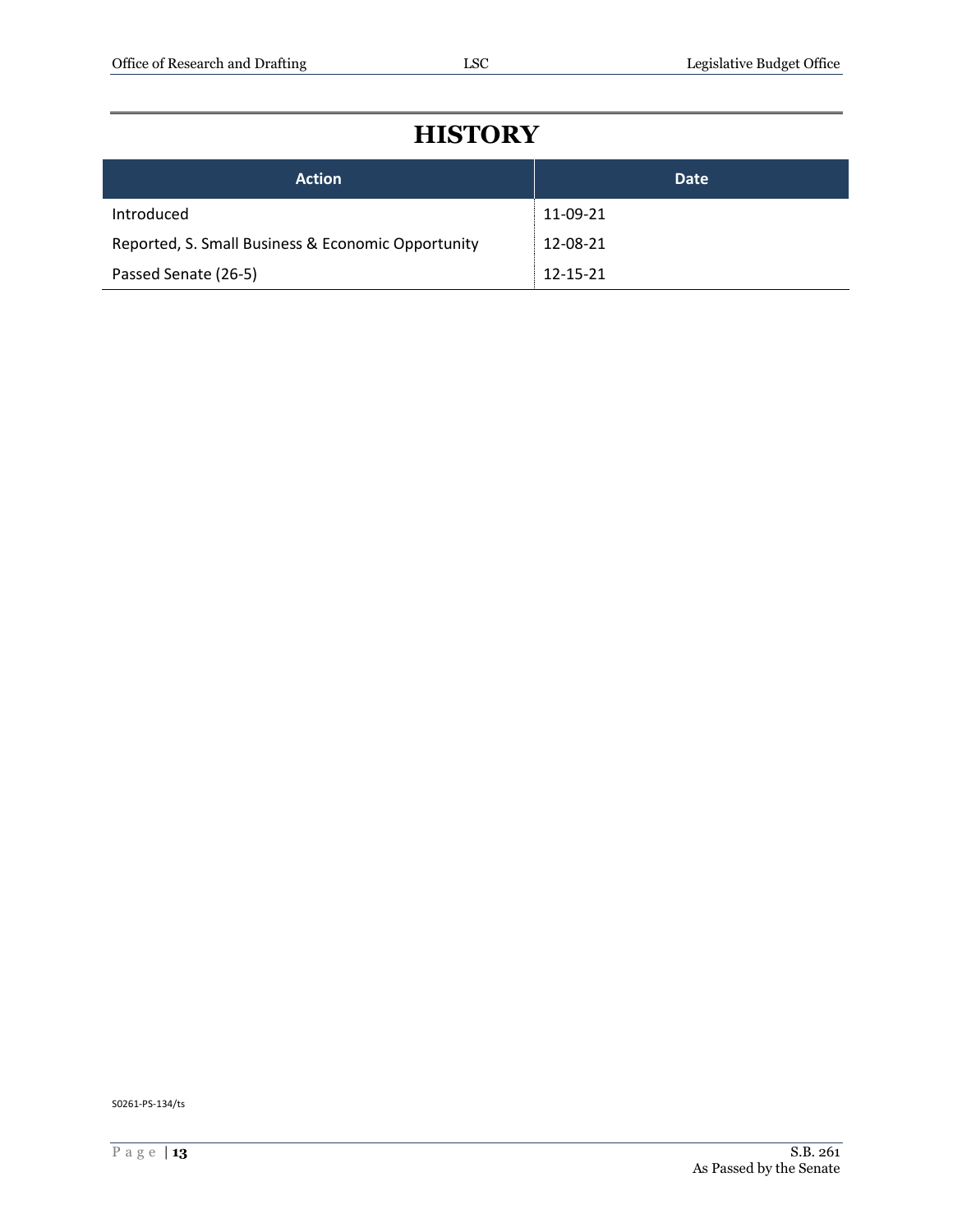# HISTORY

| Action | Date |
|---|---|
| Introduced | 11-09-21 |
| Reported, S. Small Business & Economic Opportunity | 12-08-21 |
| Passed Senate (26-5) | 12-15-21 |

S0261-PS-134/ts